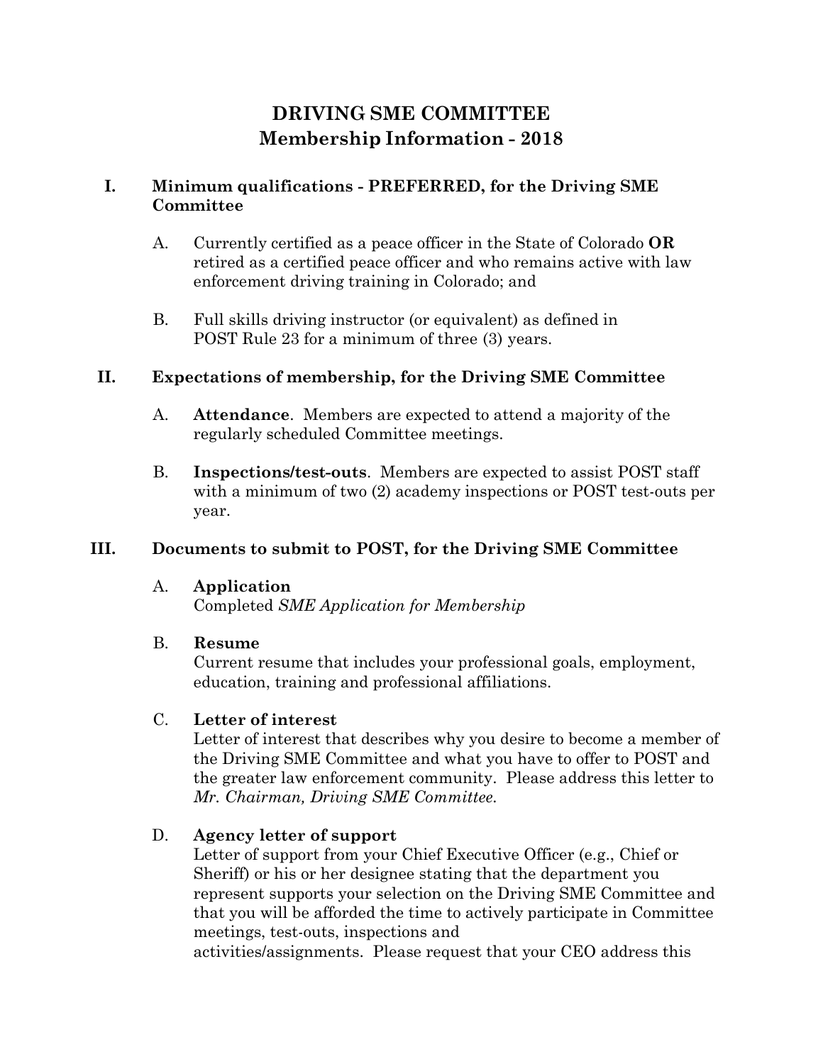# DRIVING SME COMMITTEE
## Membership Information - 2018

### I. Minimum qualifications - PREFERRED, for the Driving SME Committee

A. Currently certified as a peace officer in the State of Colorado **OR** retired as a certified peace officer and who remains active with law enforcement driving training in Colorado; and

B. Full skills driving instructor (or equivalent) as defined in POST Rule 23 for a minimum of three (3) years.

### II. Expectations of membership, for the Driving SME Committee

A. **Attendance**. Members are expected to attend a majority of the regularly scheduled Committee meetings.

B. **Inspections/test-outs**. Members are expected to assist POST staff with a minimum of two (2) academy inspections or POST test-outs per year.

### III. Documents to submit to POST, for the Driving SME Committee

A. **Application**
Completed *SME Application for Membership*

B. **Resume**
Current resume that includes your professional goals, employment, education, training and professional affiliations.

C. **Letter of interest**
Letter of interest that describes why you desire to become a member of the Driving SME Committee and what you have to offer to POST and the greater law enforcement community. Please address this letter to *Mr. Chairman, Driving SME Committee.*

D. **Agency letter of support**
Letter of support from your Chief Executive Officer (e.g., Chief or Sheriff) or his or her designee stating that the department you represent supports your selection on the Driving SME Committee and that you will be afforded the time to actively participate in Committee meetings, test-outs, inspections and activities/assignments. Please request that your CEO address this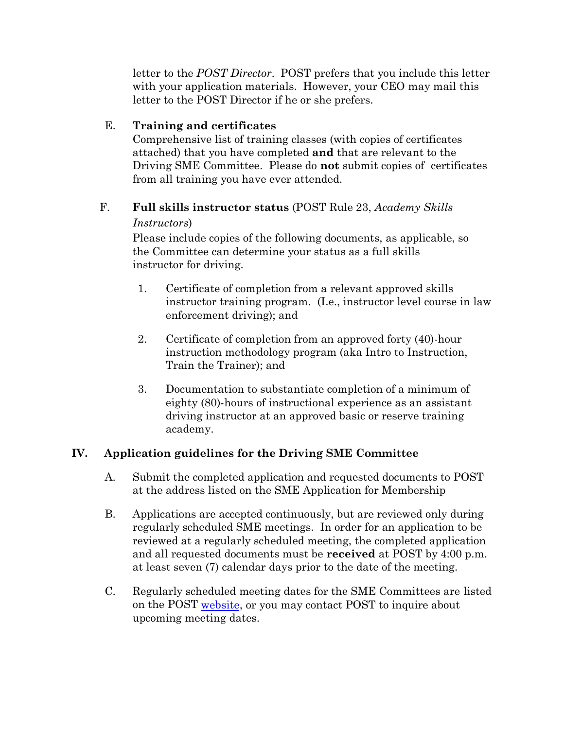letter to the *POST Director*. POST prefers that you include this letter with your application materials. However, your CEO may mail this letter to the POST Director if he or she prefers.

E. **Training and certificates**
Comprehensive list of training classes (with copies of certificates attached) that you have completed **and** that are relevant to the Driving SME Committee. Please do **not** submit copies of certificates from all training you have ever attended.

F. **Full skills instructor status** (POST Rule 23, *Academy Skills Instructors*)
Please include copies of the following documents, as applicable, so the Committee can determine your status as a full skills instructor for driving.

1. Certificate of completion from a relevant approved skills instructor training program. (I.e., instructor level course in law enforcement driving); and

2. Certificate of completion from an approved forty (40)-hour instruction methodology program (aka Intro to Instruction, Train the Trainer); and

3. Documentation to substantiate completion of a minimum of eighty (80)-hours of instructional experience as an assistant driving instructor at an approved basic or reserve training academy.

## IV. Application guidelines for the Driving SME Committee

A. Submit the completed application and requested documents to POST at the address listed on the SME Application for Membership

B. Applications are accepted continuously, but are reviewed only during regularly scheduled SME meetings. In order for an application to be reviewed at a regularly scheduled meeting, the completed application and all requested documents must be **received** at POST by 4:00 p.m. at least seven (7) calendar days prior to the date of the meeting.

C. Regularly scheduled meeting dates for the SME Committees are listed on the POST website, or you may contact POST to inquire about upcoming meeting dates.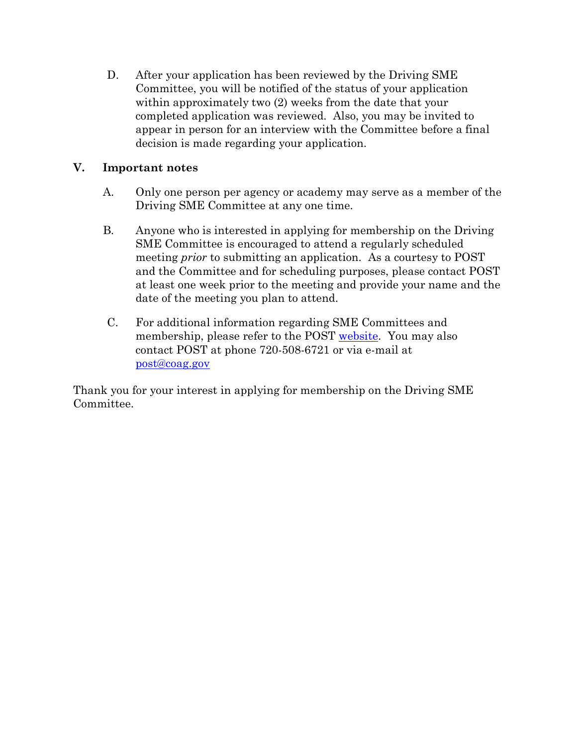D. After your application has been reviewed by the Driving SME Committee, you will be notified of the status of your application within approximately two (2) weeks from the date that your completed application was reviewed. Also, you may be invited to appear in person for an interview with the Committee before a final decision is made regarding your application.

## V. Important notes

A. Only one person per agency or academy may serve as a member of the Driving SME Committee at any one time.

B. Anyone who is interested in applying for membership on the Driving SME Committee is encouraged to attend a regularly scheduled meeting *prior* to submitting an application. As a courtesy to POST and the Committee and for scheduling purposes, please contact POST at least one week prior to the meeting and provide your name and the date of the meeting you plan to attend.

C. For additional information regarding SME Committees and membership, please refer to the POST website. You may also contact POST at phone 720-508-6721 or via e-mail at post@coag.gov

Thank you for your interest in applying for membership on the Driving SME Committee.